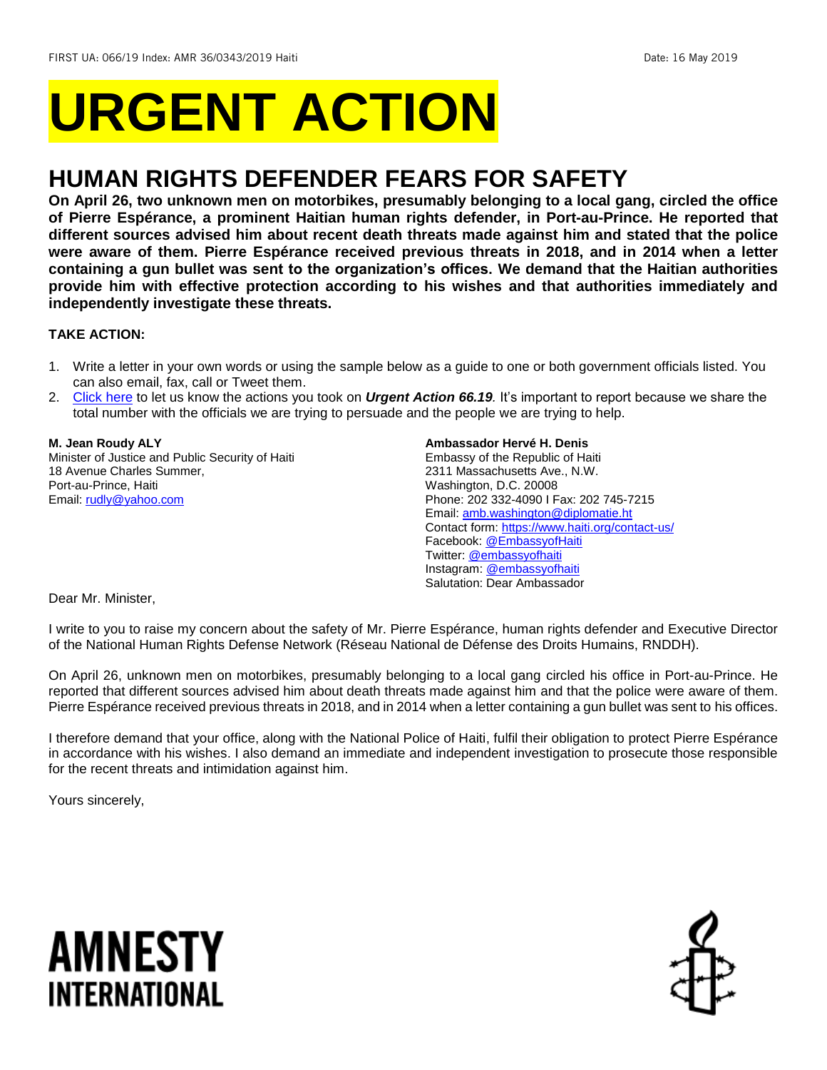FIRST UA: 066/19 Index: AMR 36/0343/2019 Haiti Date: 16 May 2019

# URGENT ACTION

## HUMAN RIGHTS DEFENDER FEARS FOR SAFETY

**On April 26, two unknown men on motorbikes, presumably belonging to a local gang, circled the office of Pierre Espérance, a prominent Haitian human rights defender, in Port-au-Prince. He reported that different sources advised him about recent death threats made against him and stated that the police were aware of them. Pierre Espérance received previous threats in 2018, and in 2014 when a letter containing a gun bullet was sent to the organization's offices. We demand that the Haitian authorities provide him with effective protection according to his wishes and that authorities immediately and independently investigate these threats.**

**TAKE ACTION:**

1. Write a letter in your own words or using the sample below as a guide to one or both government officials listed. You can also email, fax, call or Tweet them.
2. Click here to let us know the actions you took on ***Urgent Action 66.19**.* It's important to report because we share the total number with the officials we are trying to persuade and the people we are trying to help.

**M. Jean Roudy ALY**
Minister of Justice and Public Security of Haiti
18 Avenue Charles Summer,
Port-au-Prince, Haiti
Email: rudly@yahoo.com

**Ambassador Hervé H. Denis**
Embassy of the Republic of Haiti
2311 Massachusetts Ave., N.W.
Washington, D.C. 20008
Phone: 202 332-4090 I Fax: 202 745-7215
Email: amb.washington@diplomatie.ht
Contact form: https://www.haiti.org/contact-us/
Facebook: @EmbassyofHaiti
Twitter: @embassyofhaiti
Instagram: @embassyofhaiti
Salutation: Dear Ambassador

Dear Mr. Minister,

I write to you to raise my concern about the safety of Mr. Pierre Espérance, human rights defender and Executive Director of the National Human Rights Defense Network (Réseau National de Défense des Droits Humains, RNDDH).

On April 26, unknown men on motorbikes, presumably belonging to a local gang circled his office in Port-au-Prince. He reported that different sources advised him about death threats made against him and that the police were aware of them. Pierre Espérance received previous threats in 2018, and in 2014 when a letter containing a gun bullet was sent to his offices.

I therefore demand that your office, along with the National Police of Haiti, fulfil their obligation to protect Pierre Espérance in accordance with his wishes. I also demand an immediate and independent investigation to prosecute those responsible for the recent threats and intimidation against him.

Yours sincerely,

AMNESTY INTERNATIONAL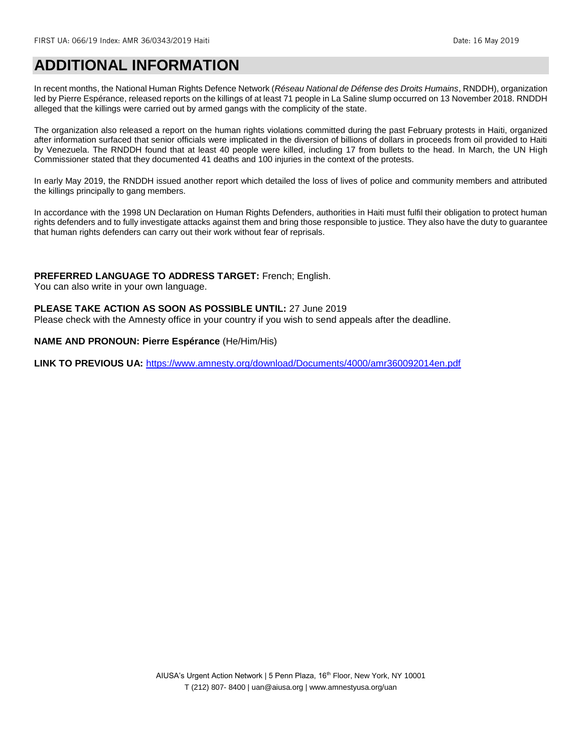# ADDITIONAL INFORMATION

In recent months, the National Human Rights Defence Network (*Réseau National de Défense des Droits Humains*, RNDDH), organization led by Pierre Espérance, released reports on the killings of at least 71 people in La Saline slump occurred on 13 November 2018. RNDDH alleged that the killings were carried out by armed gangs with the complicity of the state.

The organization also released a report on the human rights violations committed during the past February protests in Haiti, organized after information surfaced that senior officials were implicated in the diversion of billions of dollars in proceeds from oil provided to Haiti by Venezuela. The RNDDH found that at least 40 people were killed, including 17 from bullets to the head. In March, the UN High Commissioner stated that they documented 41 deaths and 100 injuries in the context of the protests.

In early May 2019, the RNDDH issued another report which detailed the loss of lives of police and community members and attributed the killings principally to gang members.

In accordance with the 1998 UN Declaration on Human Rights Defenders, authorities in Haiti must fulfil their obligation to protect human rights defenders and to fully investigate attacks against them and bring those responsible to justice. They also have the duty to guarantee that human rights defenders can carry out their work without fear of reprisals.

**PREFERRED LANGUAGE TO ADDRESS TARGET:** French; English.
You can also write in your own language.

**PLEASE TAKE ACTION AS SOON AS POSSIBLE UNTIL:** 27 June 2019
Please check with the Amnesty office in your country if you wish to send appeals after the deadline.

**NAME AND PRONOUN: Pierre Espérance** (He/Him/His)

**LINK TO PREVIOUS UA:** https://www.amnesty.org/download/Documents/4000/amr360092014en.pdf